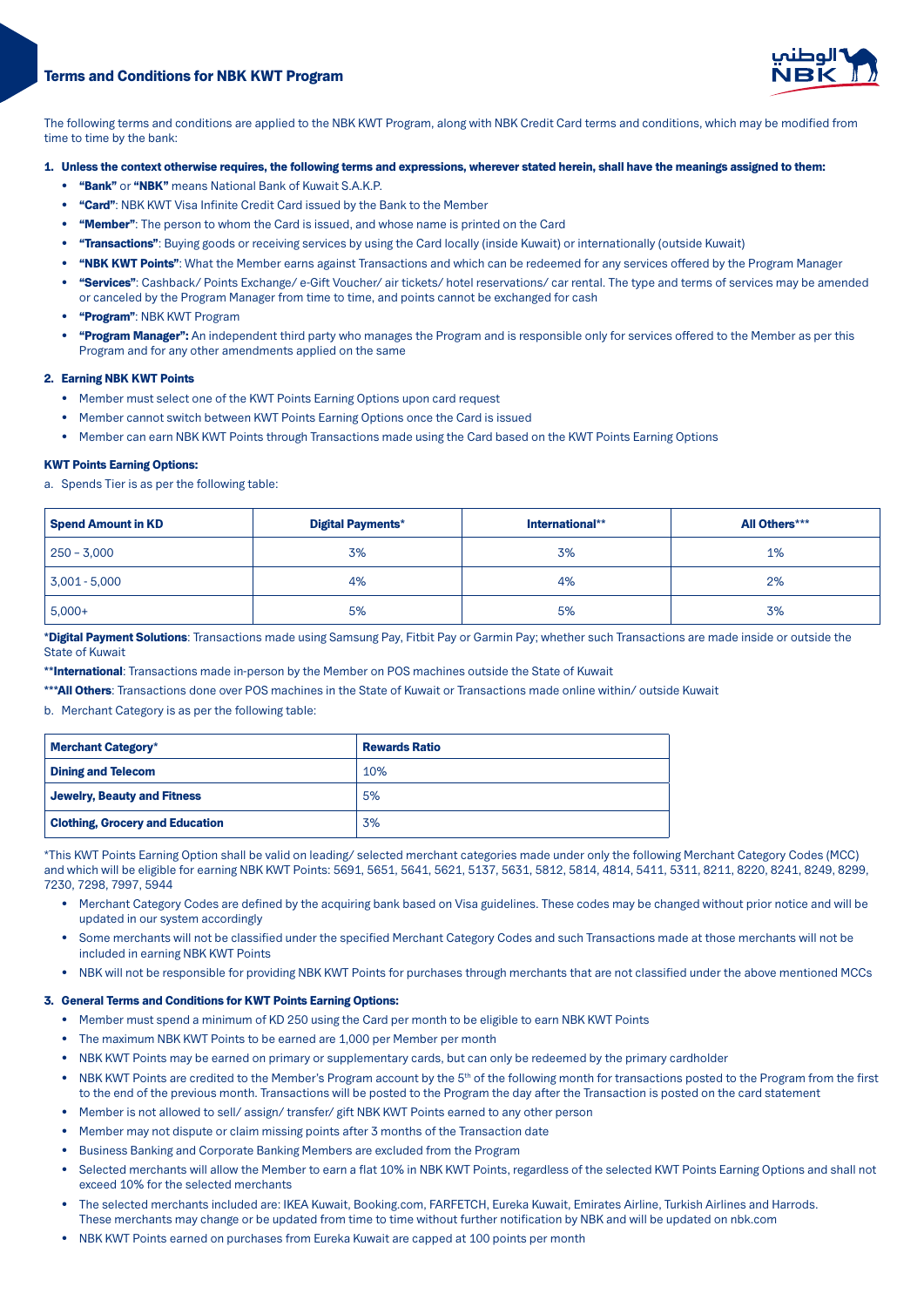# Terms and Conditions for NBK KWT Program

The following terms and conditions are applied to the NBK KWT Program, along with NBK Credit Card terms and conditions, which may be modified from time to time by the bank:

**1. Unless the context otherwise requires, the following terms and expressions, wherever stated herein, shall have the meanings assigned to them:**

- **"Bank"** or **"NBK"** means National Bank of Kuwait S.A.K.P.
- **"Card"**: NBK KWT Visa Infinite Credit Card issued by the Bank to the Member
- **"Member"**: The person to whom the Card is issued, and whose name is printed on the Card
- **"Transactions"**: Buying goods or receiving services by using the Card locally (inside Kuwait) or internationally (outside Kuwait)
- **"NBK KWT Points"**: What the Member earns against Transactions and which can be redeemed for any services offered by the Program Manager
- **"Services"**: Cashback/ Points Exchange/ e-Gift Voucher/ air tickets/ hotel reservations/ car rental. The type and terms of services may be amended or canceled by the Program Manager from time to time, and points cannot be exchanged for cash
- **"Program"**: NBK KWT Program
- **"Program Manager":** An independent third party who manages the Program and is responsible only for services offered to the Member as per this Program and for any other amendments applied on the same

**2. Earning NBK KWT Points**

- Member must select one of the KWT Points Earning Options upon card request
- Member cannot switch between KWT Points Earning Options once the Card is issued
- Member can earn NBK KWT Points through Transactions made using the Card based on the KWT Points Earning Options

**KWT Points Earning Options:**

a. Spends Tier is as per the following table:

| Spend Amount in KD | Digital Payments* | International** | All Others*** |
|---|---|---|---|
| 250 – 3,000 | 3% | 3% | 1% |
| 3,001 - 5,000 | 4% | 4% | 2% |
| 5,000+ | 5% | 5% | 3% |

***Digital Payment Solutions**: Transactions made using Samsung Pay, Fitbit Pay or Garmin Pay; whether such Transactions are made inside or outside the State of Kuwait

****International**: Transactions made in-person by the Member on POS machines outside the State of Kuwait

*****All Others**: Transactions done over POS machines in the State of Kuwait or Transactions made online within/ outside Kuwait

b. Merchant Category is as per the following table:

| Merchant Category* | Rewards Ratio |
|---|---|
| **Dining and Telecom** | 10% |
| **Jewelry, Beauty and Fitness** | 5% |
| **Clothing, Grocery and Education** | 3% |

*This KWT Points Earning Option shall be valid on leading/ selected merchant categories made under only the following Merchant Category Codes (MCC) and which will be eligible for earning NBK KWT Points: 5691, 5651, 5641, 5621, 5137, 5631, 5812, 5814, 4814, 5411, 5311, 8211, 8220, 8241, 8249, 8299, 7230, 7298, 7997, 5944

- Merchant Category Codes are defined by the acquiring bank based on Visa guidelines. These codes may be changed without prior notice and will be updated in our system accordingly
- Some merchants will not be classified under the specified Merchant Category Codes and such Transactions made at those merchants will not be included in earning NBK KWT Points
- NBK will not be responsible for providing NBK KWT Points for purchases through merchants that are not classified under the above mentioned MCCs

**3. General Terms and Conditions for KWT Points Earning Options:**

- Member must spend a minimum of KD 250 using the Card per month to be eligible to earn NBK KWT Points
- The maximum NBK KWT Points to be earned are 1,000 per Member per month
- NBK KWT Points may be earned on primary or supplementary cards, but can only be redeemed by the primary cardholder
- NBK KWT Points are credited to the Member's Program account by the 5th of the following month for transactions posted to the Program from the first to the end of the previous month. Transactions will be posted to the Program the day after the Transaction is posted on the card statement
- Member is not allowed to sell/ assign/ transfer/ gift NBK KWT Points earned to any other person
- Member may not dispute or claim missing points after 3 months of the Transaction date
- Business Banking and Corporate Banking Members are excluded from the Program
- Selected merchants will allow the Member to earn a flat 10% in NBK KWT Points, regardless of the selected KWT Points Earning Options and shall not exceed 10% for the selected merchants
- The selected merchants included are: IKEA Kuwait, Booking.com, FARFETCH, Eureka Kuwait, Emirates Airline, Turkish Airlines and Harrods. These merchants may change or be updated from time to time without further notification by NBK and will be updated on nbk.com
- NBK KWT Points earned on purchases from Eureka Kuwait are capped at 100 points per month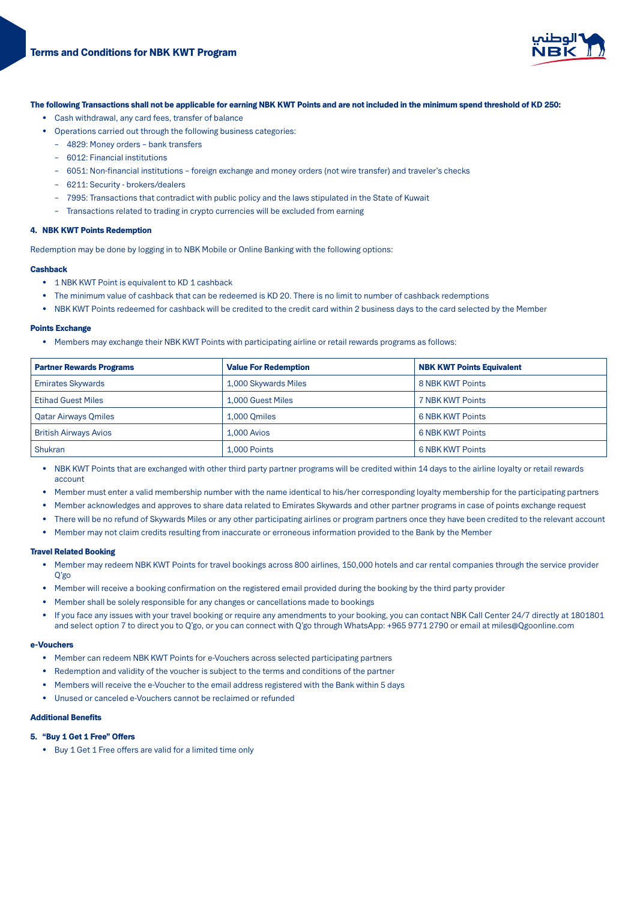**The following Transactions shall not be applicable for earning NBK KWT Points and are not included in the minimum spend threshold of KD 250:**

- Cash withdrawal, any card fees, transfer of balance
- Operations carried out through the following business categories:
  - 4829: Money orders – bank transfers
  - 6012: Financial institutions
  - 6051: Non-financial institutions – foreign exchange and money orders (not wire transfer) and traveler's checks
  - 6211: Security - brokers/dealers
  - 7995: Transactions that contradict with public policy and the laws stipulated in the State of Kuwait
  - Transactions related to trading in crypto currencies will be excluded from earning

## 4. NBK KWT Points Redemption

Redemption may be done by logging in to NBK Mobile or Online Banking with the following options:

### Cashback

- 1 NBK KWT Point is equivalent to KD 1 cashback
- The minimum value of cashback that can be redeemed is KD 20. There is no limit to number of cashback redemptions
- NBK KWT Points redeemed for cashback will be credited to the credit card within 2 business days to the card selected by the Member

### Points Exchange

- Members may exchange their NBK KWT Points with participating airline or retail rewards programs as follows:

| Partner Rewards Programs | Value For Redemption | NBK KWT Points Equivalent |
|---|---|---|
| Emirates Skywards | 1,000 Skywards Miles | 8 NBK KWT Points |
| Etihad Guest Miles | 1,000 Guest Miles | 7 NBK KWT Points |
| Qatar Airways Qmiles | 1,000 Qmiles | 6 NBK KWT Points |
| British Airways Avios | 1,000 Avios | 6 NBK KWT Points |
| Shukran | 1,000 Points | 6 NBK KWT Points |

- NBK KWT Points that are exchanged with other third party partner programs will be credited within 14 days to the airline loyalty or retail rewards account
- Member must enter a valid membership number with the name identical to his/her corresponding loyalty membership for the participating partners
- Member acknowledges and approves to share data related to Emirates Skywards and other partner programs in case of points exchange request
- There will be no refund of Skywards Miles or any other participating airlines or program partners once they have been credited to the relevant account
- Member may not claim credits resulting from inaccurate or erroneous information provided to the Bank by the Member

### Travel Related Booking

- Member may redeem NBK KWT Points for travel bookings across 800 airlines, 150,000 hotels and car rental companies through the service provider Q'go
- Member will receive a booking confirmation on the registered email provided during the booking by the third party provider
- Member shall be solely responsible for any changes or cancellations made to bookings
- If you face any issues with your travel booking or require any amendments to your booking, you can contact NBK Call Center 24/7 directly at 1801801 and select option 7 to direct you to Q'go, or you can connect with Q'go through WhatsApp: +965 9771 2790 or email at miles@Qgoonline.com

### e-Vouchers

- Member can redeem NBK KWT Points for e-Vouchers across selected participating partners
- Redemption and validity of the voucher is subject to the terms and conditions of the partner
- Members will receive the e-Voucher to the email address registered with the Bank within 5 days
- Unused or canceled e-Vouchers cannot be reclaimed or refunded

### Additional Benefits

## 5. "Buy 1 Get 1 Free" Offers

- Buy 1 Get 1 Free offers are valid for a limited time only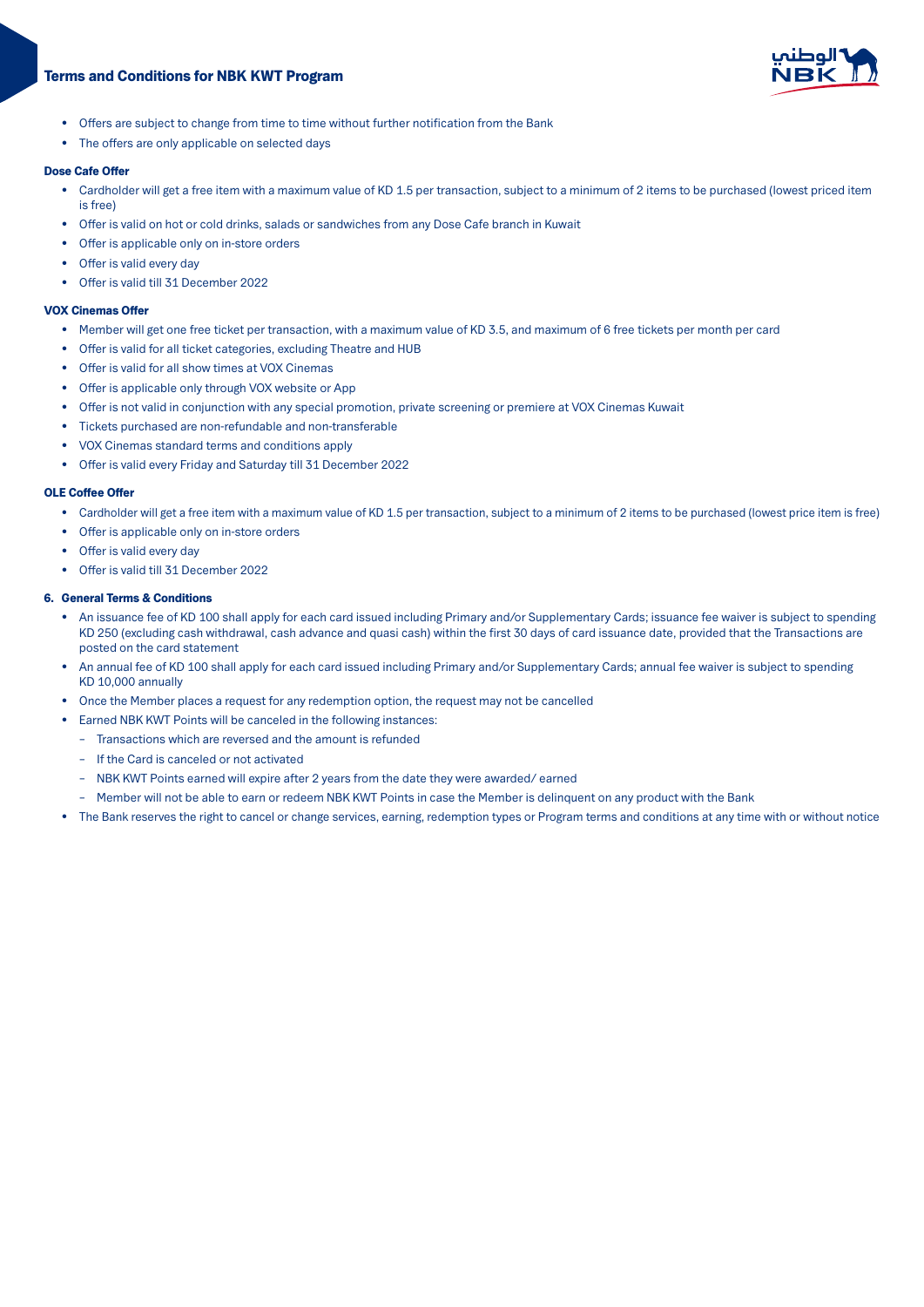- Offers are subject to change from time to time without further notification from the Bank
- The offers are only applicable on selected days

**Dose Cafe Offer**

- Cardholder will get a free item with a maximum value of KD 1.5 per transaction, subject to a minimum of 2 items to be purchased (lowest priced item is free)
- Offer is valid on hot or cold drinks, salads or sandwiches from any Dose Cafe branch in Kuwait
- Offer is applicable only on in-store orders
- Offer is valid every day
- Offer is valid till 31 December 2022

**VOX Cinemas Offer**

- Member will get one free ticket per transaction, with a maximum value of KD 3.5, and maximum of 6 free tickets per month per card
- Offer is valid for all ticket categories, excluding Theatre and HUB
- Offer is valid for all show times at VOX Cinemas
- Offer is applicable only through VOX website or App
- Offer is not valid in conjunction with any special promotion, private screening or premiere at VOX Cinemas Kuwait
- Tickets purchased are non-refundable and non-transferable
- VOX Cinemas standard terms and conditions apply
- Offer is valid every Friday and Saturday till 31 December 2022

**OLE Coffee Offer**

- Cardholder will get a free item with a maximum value of KD 1.5 per transaction, subject to a minimum of 2 items to be purchased (lowest price item is free)
- Offer is applicable only on in-store orders
- Offer is valid every day
- Offer is valid till 31 December 2022

**6. General Terms & Conditions**

- An issuance fee of KD 100 shall apply for each card issued including Primary and/or Supplementary Cards; issuance fee waiver is subject to spending KD 250 (excluding cash withdrawal, cash advance and quasi cash) within the first 30 days of card issuance date, provided that the Transactions are posted on the card statement
- An annual fee of KD 100 shall apply for each card issued including Primary and/or Supplementary Cards; annual fee waiver is subject to spending KD 10,000 annually
- Once the Member places a request for any redemption option, the request may not be cancelled
- Earned NBK KWT Points will be canceled in the following instances:
  - Transactions which are reversed and the amount is refunded
  - If the Card is canceled or not activated
  - NBK KWT Points earned will expire after 2 years from the date they were awarded/ earned
  - Member will not be able to earn or redeem NBK KWT Points in case the Member is delinquent on any product with the Bank
- The Bank reserves the right to cancel or change services, earning, redemption types or Program terms and conditions at any time with or without notice